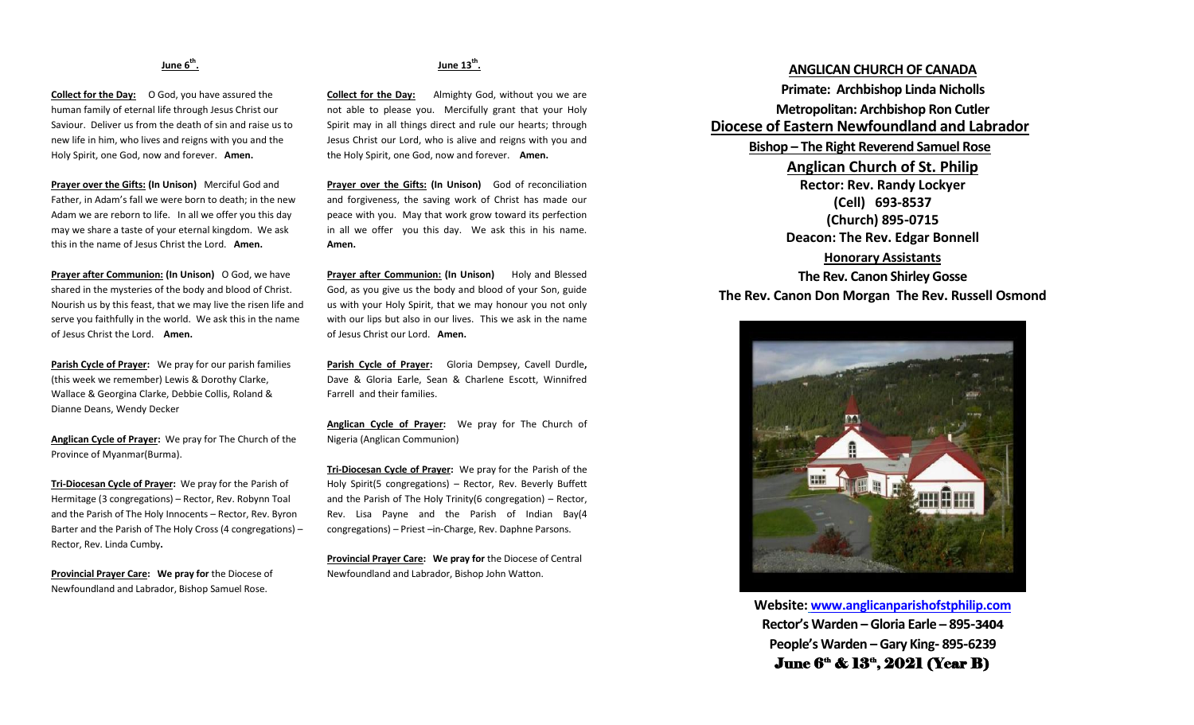## June 6th.

**Collect for the Day:** O God, you have assured the human family of eternal life through Jesus Christ our Saviour. Deliver us from the death of sin and raise us to new life in him, who lives and reigns with you and the Holy Spirit, one God, now and forever. **Amen.**

**Prayer over the Gifts: (In Unison)** Merciful God and Father, in Adam's fall we were born to death; in the new Adam we are reborn to life. In all we offer you this day may we share a taste of your eternal kingdom. We ask this in the name of Jesus Christ the Lord. **Amen.**

**Prayer after Communion: (In Unison)** O God, we have shared in the mysteries of the body and blood of Christ. Nourish us by this feast, that we may live the risen life and serve you faithfully in the world. We ask this in the name of Jesus Christ the Lord. **Amen.**

**Parish Cycle of Prayer:** We pray for our parish families (this week we remember) Lewis & Dorothy Clarke, Wallace & Georgina Clarke, Debbie Collis, Roland & Dianne Deans, Wendy Decker

**Anglican Cycle of Prayer:** We pray for The Church of the Province of Myanmar(Burma).

**Tri-Diocesan Cycle of Prayer:** We pray for the Parish of Hermitage (3 congregations) – Rector, Rev. Robynn Toal and the Parish of The Holy Innocents – Rector, Rev. Byron Barter and the Parish of The Holy Cross (4 congregations) – Rector, Rev. Linda Cumby.

**Provincial Prayer Care: We pray for** the Diocese of Newfoundland and Labrador, Bishop Samuel Rose.

## June 13th.

**Collect for the Day:** Almighty God, without you we are not able to please you. Mercifully grant that your Holy Spirit may in all things direct and rule our hearts; through Jesus Christ our Lord, who is alive and reigns with you and the Holy Spirit, one God, now and forever. **Amen.**

**Prayer over the Gifts: (In Unison)** God of reconciliation and forgiveness, the saving work of Christ has made our peace with you. May that work grow toward its perfection in all we offer you this day. We ask this in his name. **Amen.**

**Prayer after Communion: (In Unison)** Holy and Blessed God, as you give us the body and blood of your Son, guide us with your Holy Spirit, that we may honour you not only with our lips but also in our lives. This we ask in the name of Jesus Christ our Lord. **Amen.**

**Parish Cycle of Prayer:** Gloria Dempsey, Cavell Durdle, Dave & Gloria Earle, Sean & Charlene Escott, Winnifred Farrell and their families.

**Anglican Cycle of Prayer:** We pray for The Church of Nigeria (Anglican Communion)

**Tri-Diocesan Cycle of Prayer:** We pray for the Parish of the Holy Spirit(5 congregations) – Rector, Rev. Beverly Buffett and the Parish of The Holy Trinity(6 congregation) – Rector, Rev. Lisa Payne and the Parish of Indian Bay(4 congregations) – Priest –in-Charge, Rev. Daphne Parsons.

**Provincial Prayer Care: We pray for** the Diocese of Central Newfoundland and Labrador, Bishop John Watton.

# ANGLICAN CHURCH OF CANADA

**Primate: Archbishop Linda Nicholls**

**Metropolitan: Archbishop Ron Cutler**

## Diocese of Eastern Newfoundland and Labrador

**Bishop – The Right Reverend Samuel Rose**

## Anglican Church of St. Philip

**Rector: Rev. Randy Lockyer**
**(Cell) 693-8537**
**(Church) 895-0715**
**Deacon: The Rev. Edgar Bonnell**

**Honorary Assistants**

**The Rev. Canon Shirley Gosse**
**The Rev. Canon Don Morgan The Rev. Russell Osmond**

**Website: www.anglicanparishofstphilip.com**
**Rector's Warden – Gloria Earle – 895-3404**
**People's Warden – Gary King- 895-6239**

**June 6th & 13th, 2021 (Year B)**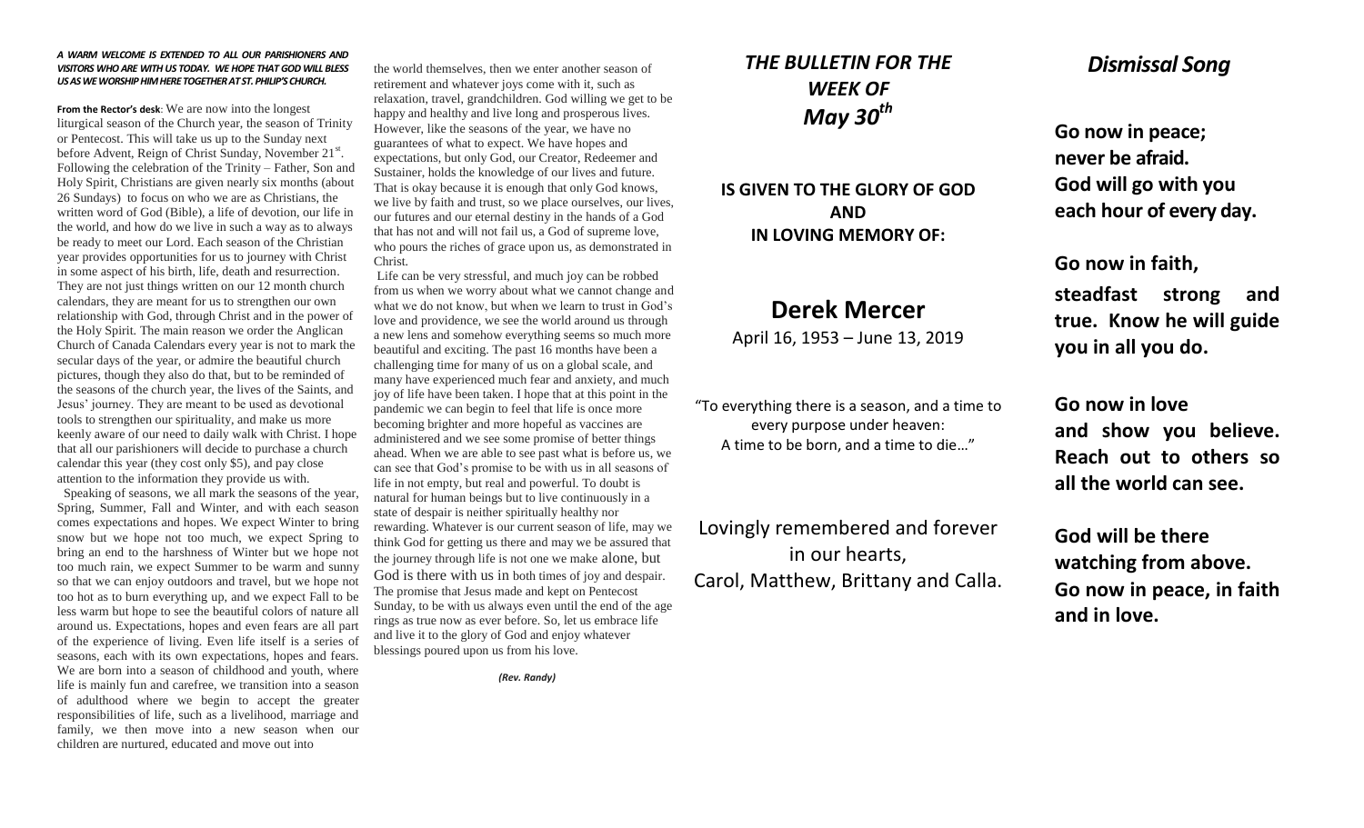***A WARM WELCOME IS EXTENDED TO ALL OUR PARISHIONERS AND VISITORS WHO ARE WITH US TODAY. WE HOPE THAT GOD WILL BLESS US AS WE WORSHIP HIM HERE TOGETHER AT ST. PHILIP'S CHURCH.***

**From the Rector's desk**: We are now into the longest liturgical season of the Church year, the season of Trinity or Pentecost. This will take us up to the Sunday next before Advent, Reign of Christ Sunday, November 21st. Following the celebration of the Trinity – Father, Son and Holy Spirit, Christians are given nearly six months (about 26 Sundays) to focus on who we are as Christians, the written word of God (Bible), a life of devotion, our life in the world, and how do we live in such a way as to always be ready to meet our Lord. Each season of the Christian year provides opportunities for us to journey with Christ in some aspect of his birth, life, death and resurrection. They are not just things written on our 12 month church calendars, they are meant for us to strengthen our own relationship with God, through Christ and in the power of the Holy Spirit. The main reason we order the Anglican Church of Canada Calendars every year is not to mark the secular days of the year, or admire the beautiful church pictures, though they also do that, but to be reminded of the seasons of the church year, the lives of the Saints, and Jesus' journey. They are meant to be used as devotional tools to strengthen our spirituality, and make us more keenly aware of our need to daily walk with Christ. I hope that all our parishioners will decide to purchase a church calendar this year (they cost only $5), and pay close attention to the information they provide us with.

Speaking of seasons, we all mark the seasons of the year, Spring, Summer, Fall and Winter, and with each season comes expectations and hopes. We expect Winter to bring snow but we hope not too much, we expect Spring to bring an end to the harshness of Winter but we hope not too much rain, we expect Summer to be warm and sunny so that we can enjoy outdoors and travel, but we hope not too hot as to burn everything up, and we expect Fall to be less warm but hope to see the beautiful colors of nature all around us. Expectations, hopes and even fears are all part of the experience of living. Even life itself is a series of seasons, each with its own expectations, hopes and fears. We are born into a season of childhood and youth, where life is mainly fun and carefree, we transition into a season of adulthood where we begin to accept the greater responsibilities of life, such as a livelihood, marriage and family, we then move into a new season when our children are nurtured, educated and move out into the world themselves, then we enter another season of retirement and whatever joys come with it, such as relaxation, travel, grandchildren. God willing we get to be happy and healthy and live long and prosperous lives. However, like the seasons of the year, we have no guarantees of what to expect. We have hopes and expectations, but only God, our Creator, Redeemer and Sustainer, holds the knowledge of our lives and future. That is okay because it is enough that only God knows, we live by faith and trust, so we place ourselves, our lives, our futures and our eternal destiny in the hands of a God that has not and will not fail us, a God of supreme love, who pours the riches of grace upon us, as demonstrated in Christ.

Life can be very stressful, and much joy can be robbed from us when we worry about what we cannot change and what we do not know, but when we learn to trust in God's love and providence, we see the world around us through a new lens and somehow everything seems so much more beautiful and exciting. The past 16 months have been a challenging time for many of us on a global scale, and many have experienced much fear and anxiety, and much joy of life have been taken. I hope that at this point in the pandemic we can begin to feel that life is once more becoming brighter and more hopeful as vaccines are administered and we see some promise of better things ahead. When we are able to see past what is before us, we can see that God's promise to be with us in all seasons of life in not empty, but real and powerful. To doubt is natural for human beings but to live continuously in a state of despair is neither spiritually healthy nor rewarding. Whatever is our current season of life, may we think God for getting us there and may we be assured that the journey through life is not one we make alone, but God is there with us in both times of joy and despair. The promise that Jesus made and kept on Pentecost Sunday, to be with us always even until the end of the age rings as true now as ever before. So, let us embrace life and live it to the glory of God and enjoy whatever blessings poured upon us from his love.

***(Rev. Randy)***

## *THE BULLETIN FOR THE WEEK OF May 30th*

**IS GIVEN TO THE GLORY OF GOD AND IN LOVING MEMORY OF:**

# Derek Mercer

April 16, 1953 – June 13, 2019

"To everything there is a season, and a time to every purpose under heaven:
A time to be born, and a time to die…"

Lovingly remembered and forever in our hearts,
Carol, Matthew, Brittany and Calla.

## *Dismissal Song*

**Go now in peace;
never be afraid.
God will go with you
each hour of every day.**

**Go now in faith,
steadfast strong and true. Know he will guide you in all you do.**

**Go now in love
and show you believe. Reach out to others so all the world can see.**

**God will be there
watching from above.
Go now in peace, in faith and in love.**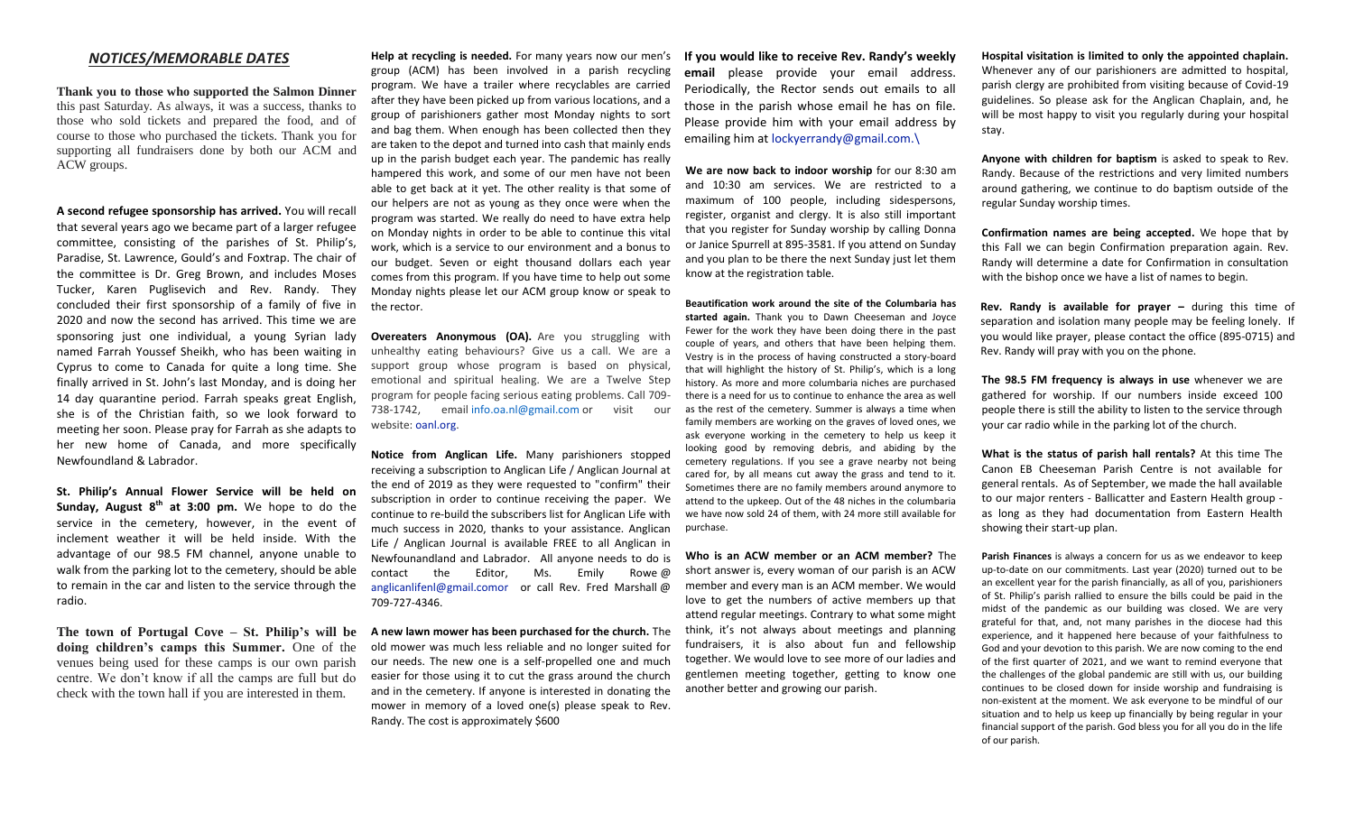## *NOTICES/MEMORABLE DATES*

**Thank you to those who supported the Salmon Dinner** this past Saturday. As always, it was a success, thanks to those who sold tickets and prepared the food, and of course to those who purchased the tickets. Thank you for supporting all fundraisers done by both our ACM and ACW groups.

**A second refugee sponsorship has arrived.** You will recall that several years ago we became part of a larger refugee committee, consisting of the parishes of St. Philip's, Paradise, St. Lawrence, Gould's and Foxtrap. The chair of the committee is Dr. Greg Brown, and includes Moses Tucker, Karen Puglisevich and Rev. Randy. They concluded their first sponsorship of a family of five in 2020 and now the second has arrived. This time we are sponsoring just one individual, a young Syrian lady named Farrah Youssef Sheikh, who has been waiting in Cyprus to come to Canada for quite a long time. She finally arrived in St. John's last Monday, and is doing her 14 day quarantine period. Farrah speaks great English, she is of the Christian faith, so we look forward to meeting her soon. Please pray for Farrah as she adapts to her new home of Canada, and more specifically Newfoundland & Labrador.

**St. Philip's Annual Flower Service will be held on Sunday, August 8th at 3:00 pm.** We hope to do the service in the cemetery, however, in the event of inclement weather it will be held inside. With the advantage of our 98.5 FM channel, anyone unable to walk from the parking lot to the cemetery, should be able to remain in the car and listen to the service through the radio.

**The town of Portugal Cove – St. Philip's will be doing children's camps this Summer.** One of the venues being used for these camps is our own parish centre. We don't know if all the camps are full but do check with the town hall if you are interested in them.

**Help at recycling is needed.** For many years now our men's group (ACM) has been involved in a parish recycling program. We have a trailer where recyclables are carried after they have been picked up from various locations, and a group of parishioners gather most Monday nights to sort and bag them. When enough has been collected then they are taken to the depot and turned into cash that mainly ends up in the parish budget each year. The pandemic has really hampered this work, and some of our men have not been able to get back at it yet. The other reality is that some of our helpers are not as young as they once were when the program was started. We really do need to have extra help on Monday nights in order to be able to continue this vital work, which is a service to our environment and a bonus to our budget. Seven or eight thousand dollars each year comes from this program. If you have time to help out some Monday nights please let our ACM group know or speak to the rector.

**Overeaters Anonymous (OA).** Are you struggling with unhealthy eating behaviours? Give us a call. We are a support group whose program is based on physical, emotional and spiritual healing. We are a Twelve Step program for people facing serious eating problems. Call 709-738-1742, email info.oa.nl@gmail.com or visit our website: oanl.org.

**Notice from Anglican Life.** Many parishioners stopped receiving a subscription to Anglican Life / Anglican Journal at the end of 2019 as they were requested to "confirm" their subscription in order to continue receiving the paper. We continue to re-build the subscribers list for Anglican Life with much success in 2020, thanks to your assistance. Anglican Life / Anglican Journal is available FREE to all Anglican in Newfounandland and Labrador. All anyone needs to do is contact the Editor, Ms. Emily Rowe @ anglicanlifenl@gmail.comor or call Rev. Fred Marshall @ 709-727-4346.

**A new lawn mower has been purchased for the church.** The old mower was much less reliable and no longer suited for our needs. The new one is a self-propelled one and much easier for those using it to cut the grass around the church and in the cemetery. If anyone is interested in donating the mower in memory of a loved one(s) please speak to Rev. Randy. The cost is approximately $600

**If you would like to receive Rev. Randy's weekly email** please provide your email address. Periodically, the Rector sends out emails to all those in the parish whose email he has on file. Please provide him with your email address by emailing him at lockyerrandy@gmail.com.\

**We are now back to indoor worship** for our 8:30 am and 10:30 am services. We are restricted to a maximum of 100 people, including sidespersons, register, organist and clergy. It is also still important that you register for Sunday worship by calling Donna or Janice Spurrell at 895-3581. If you attend on Sunday and you plan to be there the next Sunday just let them know at the registration table.

**Beautification work around the site of the Columbaria has started again.** Thank you to Dawn Cheeseman and Joyce Fewer for the work they have been doing there in the past couple of years, and others that have been helping them. Vestry is in the process of having constructed a story-board that will highlight the history of St. Philip's, which is a long history. As more and more columbaria niches are purchased there is a need for us to continue to enhance the area as well as the rest of the cemetery. Summer is always a time when family members are working on the graves of loved ones, we ask everyone working in the cemetery to help us keep it looking good by removing debris, and abiding by the cemetery regulations. If you see a grave nearby not being cared for, by all means cut away the grass and tend to it. Sometimes there are no family members around anymore to attend to the upkeep. Out of the 48 niches in the columbaria we have now sold 24 of them, with 24 more still available for purchase.

**Who is an ACW member or an ACM member?** The short answer is, every woman of our parish is an ACW member and every man is an ACM member. We would love to get the numbers of active members up that attend regular meetings. Contrary to what some might think, it's not always about meetings and planning fundraisers, it is also about fun and fellowship together. We would love to see more of our ladies and gentlemen meeting together, getting to know one another better and growing our parish.

**Hospital visitation is limited to only the appointed chaplain.** Whenever any of our parishioners are admitted to hospital, parish clergy are prohibited from visiting because of Covid-19 guidelines. So please ask for the Anglican Chaplain, and, he will be most happy to visit you regularly during your hospital stay.

**Anyone with children for baptism** is asked to speak to Rev. Randy. Because of the restrictions and very limited numbers around gathering, we continue to do baptism outside of the regular Sunday worship times.

**Confirmation names are being accepted.** We hope that by this Fall we can begin Confirmation preparation again. Rev. Randy will determine a date for Confirmation in consultation with the bishop once we have a list of names to begin.

**Rev. Randy is available for prayer –** during this time of separation and isolation many people may be feeling lonely. If you would like prayer, please contact the office (895-0715) and Rev. Randy will pray with you on the phone.

**The 98.5 FM frequency is always in use** whenever we are gathered for worship. If our numbers inside exceed 100 people there is still the ability to listen to the service through your car radio while in the parking lot of the church.

**What is the status of parish hall rentals?** At this time The Canon EB Cheeseman Parish Centre is not available for general rentals. As of September, we made the hall available to our major renters - Ballicatter and Eastern Health group - as long as they had documentation from Eastern Health showing their start-up plan.

**Parish Finances** is always a concern for us as we endeavor to keep up-to-date on our commitments. Last year (2020) turned out to be an excellent year for the parish financially, as all of you, parishioners of St. Philip's parish rallied to ensure the bills could be paid in the midst of the pandemic as our building was closed. We are very grateful for that, and, not many parishes in the diocese had this experience, and it happened here because of your faithfulness to God and your devotion to this parish. We are now coming to the end of the first quarter of 2021, and we want to remind everyone that the challenges of the global pandemic are still with us, our building continues to be closed down for inside worship and fundraising is non-existent at the moment. We ask everyone to be mindful of our situation and to help us keep up financially by being regular in your financial support of the parish. God bless you for all you do in the life of our parish.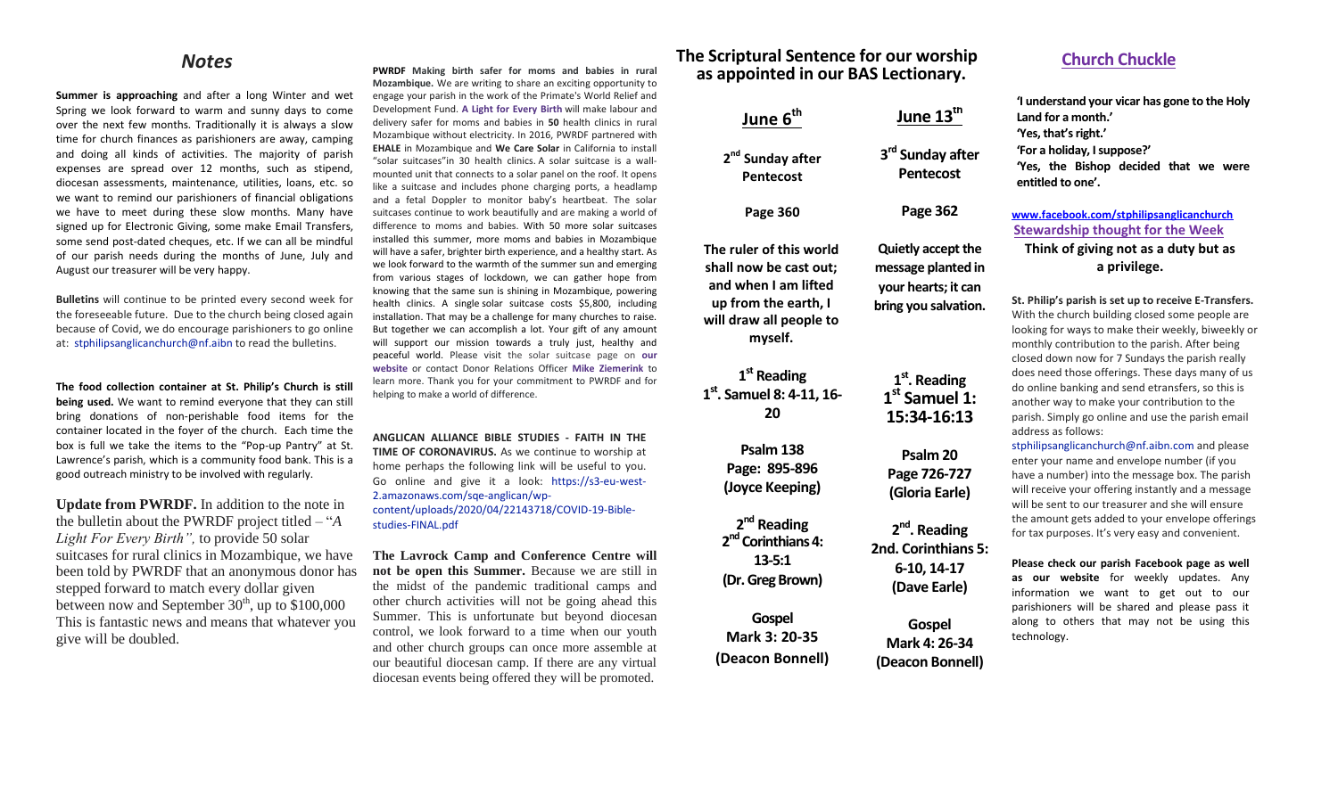## *Notes*

**Summer is approaching** and after a long Winter and wet Spring we look forward to warm and sunny days to come over the next few months. Traditionally it is always a slow time for church finances as parishioners are away, camping and doing all kinds of activities. The majority of parish expenses are spread over 12 months, such as stipend, diocesan assessments, maintenance, utilities, loans, etc. so we want to remind our parishioners of financial obligations we have to meet during these slow months. Many have signed up for Electronic Giving, some make Email Transfers, some send post-dated cheques, etc. If we can all be mindful of our parish needs during the months of June, July and August our treasurer will be very happy.

**Bulletins** will continue to be printed every second week for the foreseeable future. Due to the church being closed again because of Covid, we do encourage parishioners to go online at: stphilipsanglicanchurch@nf.aibn to read the bulletins.

**The food collection container at St. Philip's Church is still being used.** We want to remind everyone that they can still bring donations of non-perishable food items for the container located in the foyer of the church. Each time the box is full we take the items to the "Pop-up Pantry" at St. Lawrence's parish, which is a community food bank. This is a good outreach ministry to be involved with regularly.

**Update from PWRDF.** In addition to the note in the bulletin about the PWRDF project titled – "*A Light For Every Birth",* to provide 50 solar suitcases for rural clinics in Mozambique, we have been told by PWRDF that an anonymous donor has stepped forward to match every dollar given between now and September 30th, up to $100,000 This is fantastic news and means that whatever you give will be doubled.

**PWRDF Making birth safer for moms and babies in rural Mozambique.** We are writing to share an exciting opportunity to engage your parish in the work of the Primate's World Relief and Development Fund. **A Light for Every Birth** will make labour and delivery safer for moms and babies in **50** health clinics in rural Mozambique without electricity. In 2016, PWRDF partnered with **EHALE** in Mozambique and **We Care Solar** in California to install "solar suitcases"in 30 health clinics. A solar suitcase is a wall-mounted unit that connects to a solar panel on the roof. It opens like a suitcase and includes phone charging ports, a headlamp and a fetal Doppler to monitor baby's heartbeat. The solar suitcases continue to work beautifully and are making a world of difference to moms and babies. With 50 more solar suitcases installed this summer, more moms and babies in Mozambique will have a safer, brighter birth experience, and a healthy start. As we look forward to the warmth of the summer sun and emerging from various stages of lockdown, we can gather hope from knowing that the same sun is shining in Mozambique, powering health clinics. A single solar suitcase costs $5,800, including installation. That may be a challenge for many churches to raise. But together we can accomplish a lot. Your gift of any amount will support our mission towards a truly just, healthy and peaceful world. Please visit the solar suitcase page on **our website** or contact Donor Relations Officer **Mike Ziemerink** to learn more. Thank you for your commitment to PWRDF and for helping to make a world of difference.

**ANGLICAN ALLIANCE BIBLE STUDIES - FAITH IN THE TIME OF CORONAVIRUS.** As we continue to worship at home perhaps the following link will be useful to you. Go online and give it a look: https://s3-eu-west-2.amazonaws.com/sqe-anglican/wp-content/uploads/2020/04/22143718/COVID-19-Bible-studies-FINAL.pdf

**The Lavrock Camp and Conference Centre will not be open this Summer.** Because we are still in the midst of the pandemic traditional camps and other church activities will not be going ahead this Summer. This is unfortunate but beyond diocesan control, we look forward to a time when our youth and other church groups can once more assemble at our beautiful diocesan camp. If there are any virtual diocesan events being offered they will be promoted.

## The Scriptural Sentence for our worship as appointed in our BAS Lectionary.

| June 6th | June 13th |
|---|---|
| 2nd Sunday after Pentecost | 3rd Sunday after Pentecost |
| Page 360 | Page 362 |
| The ruler of this world shall now be cast out; and when I am lifted up from the earth, I will draw all people to myself. | Quietly accept the message planted in your hearts; it can bring you salvation. |
| 1st Reading<br>1st. Samuel 8: 4-11, 16-20 | 1st. Reading<br>1st Samuel 1: 15:34-16:13 |
| Psalm 138<br>Page: 895-896<br>(Joyce Keeping) | Psalm 20<br>Page 726-727<br>(Gloria Earle) |
| 2nd Reading<br>2nd Corinthians 4: 13-5:1<br>(Dr. Greg Brown) | 2nd. Reading<br>2nd. Corinthians 5: 6-10, 14-17<br>(Dave Earle) |
| Gospel<br>Mark 3: 20-35<br>(Deacon Bonnell) | Gospel<br>Mark 4: 26-34<br>(Deacon Bonnell) |

## Church Chuckle

**'I understand your vicar has gone to the Holy Land for a month.'**
**'Yes, that's right.'**
**'For a holiday, I suppose?'**
**'Yes, the Bishop decided that we were entitled to one'.**

**www.facebook.com/stphilipsanglicanchurch**

**Stewardship thought for the Week**

**Think of giving not as a duty but as a privilege.**

**St. Philip's parish is set up to receive E-Transfers.** With the church building closed some people are looking for ways to make their weekly, biweekly or monthly contribution to the parish. After being closed down now for 7 Sundays the parish really does need those offerings. These days many of us do online banking and send etransfers, so this is another way to make your contribution to the parish. Simply go online and use the parish email address as follows:
stphilipsanglicanchurch@nf.aibn.com and please enter your name and envelope number (if you have a number) into the message box. The parish will receive your offering instantly and a message will be sent to our treasurer and she will ensure the amount gets added to your envelope offerings for tax purposes. It's very easy and convenient.

**Please check our parish Facebook page as well as our website** for weekly updates. Any information we want to get out to our parishioners will be shared and please pass it along to others that may not be using this technology.